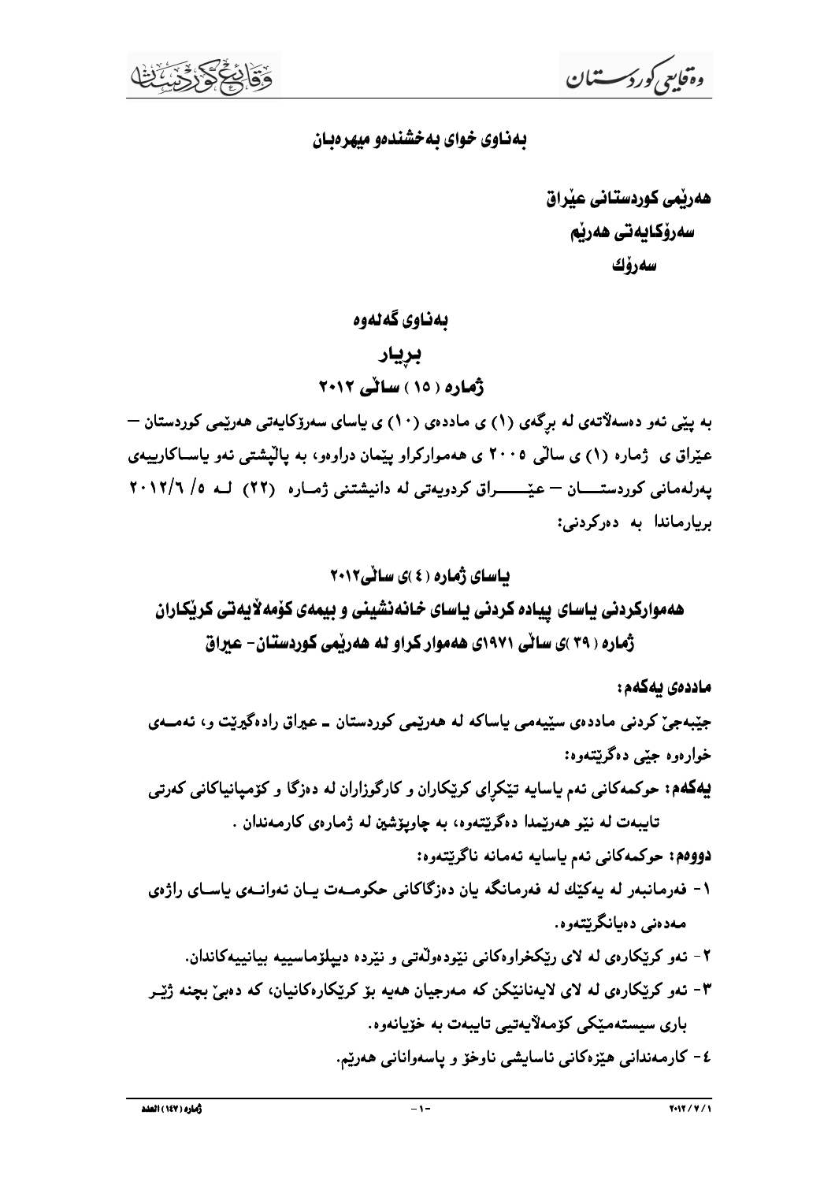بەناوی خوای بەخشندەو میهرەبان

**هەرێمی کوردستانی عێراق**
**سەرۆکایەتی هەرێم**
**سەرۆك**

## بەناوی گەلەوە

## بڕیار

## ژمارە ( ١٥ ) ساڵی ٢٠١٢

بە پێی ئەو دەسەڵاتەی لە بڕگەی (١) ی ماددەی (١٠) ی یاسای سەرۆکایەتی هەرێمی کوردستان – عێراق ی ژمارە (١) ی ساڵی ٢٠٠٥ ی هەموارکراو پێمان دراوەو، بە پاڵپشتی ئەو یاساکارییەی پەرلەمانی کوردستان – عێراق کردویەتی لە دانیشتنی ژمارە (٢٢) لە ٥/ ٦/٢٠١٢ بڕیارماندا بە دەرکردنی:

## یاسای ژمارە ( ٤ )ی ساڵی٢٠١٢

## هەموارکردنی یاسای پیادە کردنی یاسای خانەنشینی و بیمەی کۆمەڵایەتی کرێکاران ژمارە ( ٣٩ )ی ساڵی ١٩٧١ی هەموار کراو لە هەرێمی کوردستان- عیراق

**ماددەی یەکەم:**

جێبەجێ کردنی ماددەی سێیەمی یاساکە لە هەرێمی کوردستان ـ عیراق رادەگیرێت و، ئەمەی خوارەوە جێی دەگرێتەوە:

**یەکەم:** حوکمەکانی ئەم یاسایە تێکڕای کرێکاران و کارگوزاران لە دەزگا و کۆمپانیاکانی کەرتی تایبەت لە نێو هەرێمدا دەگرێتەوە، بە چاوپۆشین لە ژمارەی کارمەندان .

**دووەم:** حوکمەکانی ئەم یاسایە ئەمانە ناگرێتەوە:

١- فەرمانبەر لە یەکێك لە فەرمانگە یان دەزگاکانی حکومەت یان ئەوانەی یاسای راژەی مەدەنی دەیانگرێتەوە.

٢- ئەو کرێکارەی لە لای رێکخراوەکانی نێودەوڵەتی و نێردە دیپلۆماسییە بیانییەکاندان.

٣- ئەو کرێکارەی لە لای لایەنانێکن کە مەرجیان هەیە بۆ کرێکارەکانیان، کە دەبێ بچنە ژێر باری سیستەمێکی کۆمەڵایەتیی تایبەت بە خۆیانەوە.

٤- کارمەندانی هێزەکانی ئاسایشی ناوخۆ و پاسەوانانی هەرێم.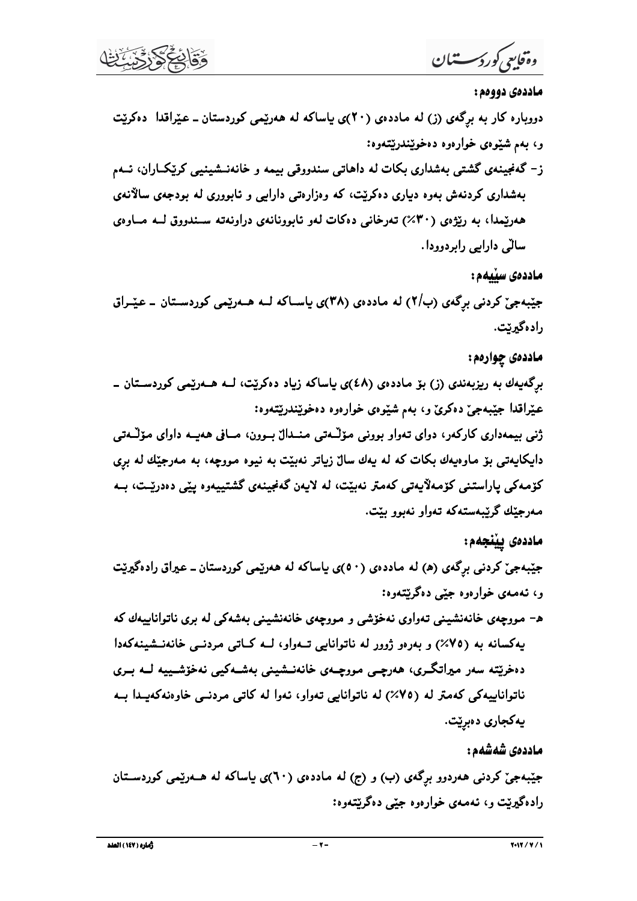**ماددەی دووەم:**

دووبارە كار بە برگەی (ز) لە ماددەی (٢٠)ی یاساكە لە هەرێمی كوردستان ـ عێراقدا دەكرێت و، بەم شێوەی خوارەوە دەخوێندرێتەوە:

ز- گەنجینەی گشتی بەشداری بكات لە داهاتی سندووقی بیمە و خانەنشینیی كرێكاران، ئەم بەشداری كردنەش بەوە دیاری دەكرێت، كە وەزارەتی دارایی و ئابووری لە بودجەی ساڵانەی هەرێمدا، بە رێژەی (٣٠٪) تەرخانی دەكات لەو ئابوونانەی دراونەتە سندووق لە ماوەی ساڵی دارایی رابردوودا.

**ماددەی سێیەم:**

جێبەجێ كردنی برگەی (ب/٢) لە ماددەی (٣٨)ی یاساكە لە هەرێمی كوردستان ـ عێراق رادەگیرێت.

**ماددەی چوارەم:**

برگەیەك بە ریزبەندی (ز) بۆ ماددەی (٤٨)ی یاساكە زیاد دەكرێت، لە هەرێمی كوردستان ـ عێراقدا جێبەجێ دەكرێ و، بەم شێوەی خوارەوە دەخوێندرێتەوە:

ژنی بیمەداری كاركەر، دوای تەواو بوونی مۆڵەتی مندالْ بوون، مافی هەیە داوای مۆڵەتی دایكایەتی بۆ ماوەیەك بكات كە لە یەك ساڵ زیاتر نەبێت بە نیوە مووچە، بە مەرجێك لە بری كۆمەكی پاراستنی كۆمەلایەتی كەمتر نەبێت، لە لایەن گەنجینەی گشتییەوە پێی دەدرێت، بە مەرجێك گرێبەستەكە تەواو نەبوو بێت.

**ماددەی پێنجەم:**

جێبەجێ كردنی برگەی (هـ) لە ماددەی (٥٠)ی یاساكە لە هەرێمی كوردستان ـ عیراق رادەگیرێت و، ئەمەی خوارەوە جێی دەگرێتەوە:

هـ- مووچەی خانەنشینی تەواوی نەخۆشی و مووچەی خانەنشینی بەشەكی لە بری ناتواناییەك كە یەكسانە بە (٧٥٪) و بەرەو ژوور لە ناتوانایی تەواو، لە كاتی مردنی خانەنشینەكەدا دەخرێتە سەر میراتگری، هەرچی مووچەی خانەنشینی بەشەكیی نەخۆشییە لە بری ناتواناییەكی كەمتر لە (٧٥٪) لە ناتوانایی تەواو، ئەوا لە كاتی مردنی خاوەنەكەیدا بە یەكجاری دەبرێت.

**ماددەی شەشەم:**

جێبەجێ كردنی هەردوو برگەی (ب) و (ج) لە ماددەی (٦٠)ی یاساكە لە هەرێمی كوردستان رادەگیرێت و، ئەمەی خوارەوە جێی دەگرێتەوە: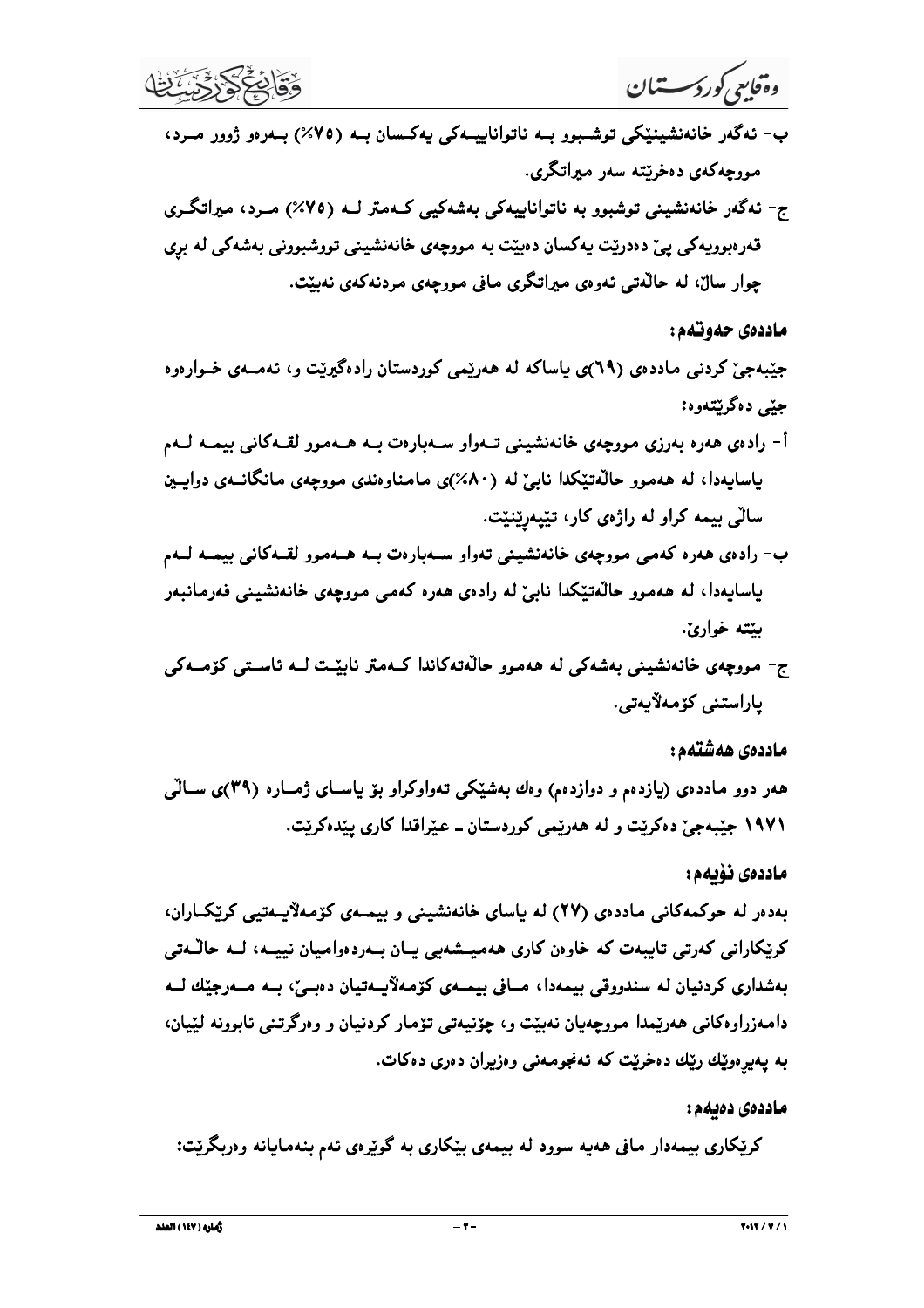ب- ئەگەر خانەنشینێکی توشبوو بە ناتواناییەکی یەکسان بە (٧٥٪) بەرەو ژوور مرد، مووچەکەی دەخرێتە سەر میراتگری.

ج- ئەگەر خانەنشینی توشبوو بە ناتواناییەکی بەشەکیی کەمتر لە (٧٥٪) مرد، میراتگری قەرەبوویەکی پێ دەدرێت یەکسان دەبێت بە مووچەی خانەنشینی تووشبوونی بەشەکی لە بڕی چوار ساڵ، لە حاڵەتی ئەوەی میراتگری مافی مووچەی مردنەکەی نەبێت.

### ماددەی حەوتەم:

جێبەجێ کردنی ماددەی (٦٩)ی یاساکە لە هەرێمی کوردستان رادەگیرێت و، ئەمەی خوارەوە جێی دەگرێتەوە:

أ- رادەی هەرە بەرزی مووچەی خانەنشینی تەواو سەبارەت بە هەموو لقەکانی بیمە لەم یاسایەدا، لە هەموو حاڵەتێکدا نابێ لە (٨٠٪)ی مامناوەندی مووچەی مانگانەی دوایین ساڵی بیمە کراو لە راژەی کار، تێپەڕێنێت.

ب- رادەی هەرە کەمی مووچەی خانەنشینی تەواو سەبارەت بە هەموو لقەکانی بیمە لەم یاسایەدا، لە هەموو حاڵەتێکدا نابێ لە رادەی هەرە کەمی مووچەی خانەنشینی فەرمانبەر بێتە خوارێ.

ج- مووچەی خانەنشینی بەشەکی لە هەموو حاڵەتەکاندا کەمتر نابێت لە ئاستی کۆمەکی پاراستنی کۆمەڵایەتی.

### ماددەی هەشتەم:

هەر دوو ماددەی (یازدەم و دوازدەم) وەك بەشێکی تەواوکراو بۆ یاسای ژمارە (٣٩)ی ساڵی ١٩٧١ جێبەجێ دەکرێت و لە هەرێمی کوردستان ـ عێراقدا کاری پێدەکرێت.

### ماددەی نۆیەم:

بەدەر لە حوکمەکانی ماددەی (٢٧) لە یاسای خانەنشینی و بیمەی کۆمەڵایەتیی کرێکاران، کرێکارانی کەرتی تایبەت کە خاوەن کاری هەمیشەیی یان بەردەوامیان نییە، لە حاڵەتی بەشداری کردنیان لە سندووقی بیمەدا، مافی بیمەی کۆمەڵایەتیان دەبێ، بە مەرجێك لە دامەزراوەکانی هەرێمدا مووچەیان نەبێت و، چۆنیەتی تۆمار کردنیان و وەرگرتنی ئابوونە لێیان، بە پەیڕەوێك رێك دەخرێت کە ئەنجومەنی وەزیران دەری دەکات.

### ماددەی دەیەم:

کرێکاری بیمەدار مافی هەیە سوود لە بیمەی بێکاری بە گوێرەی ئەم بنەمایانە وەربگرێت: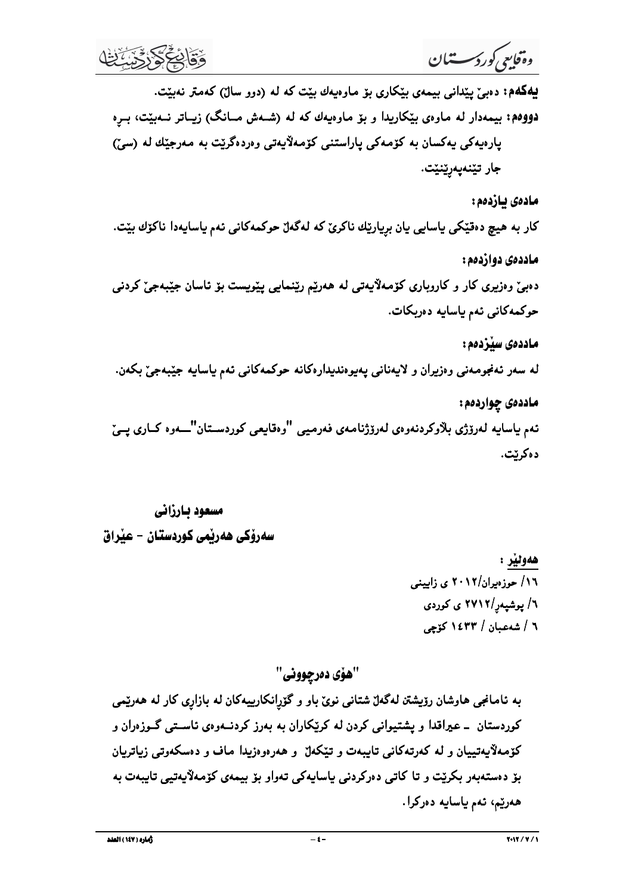**یەکەم:** دەبێ پێدانی بیمەی بێکاری بۆ ماوەیەك بێت کە لە (دوو ساڵ) کەمتر نەبێت.

**دووەم:** بیمەدار لە ماوەی بێکاریدا و بۆ ماوەیەك کە لە (شەش مانگ) زیاتر نەبێت، بڕە پارەیەکی یەکسان بە کۆمەکی پاراستنی کۆمەڵایەتی وەردەگرێت بە مەرجێك لە (سێ) جار تێنەپەڕێنێت.

**مادەی یازدەم:**

کار بە هیچ دەقێکی یاسایی یان بڕیارێك ناکرێ کە لەگەڵ حوکمەکانی ئەم یاسایەدا ناکۆك بێت.

**ماددەی دوازدەم:**

دەبێ وەزیری کار و کاروباری کۆمەڵایەتی لە هەرێم ڕێنمایی پێویست بۆ ئاسان جێبەجێ کردنی حوکمەکانی ئەم یاسایە دەربکات.

**ماددەی سێزدەم:**

لە سەر ئەنجومەنی وەزیران و لایەنانی پەیوەندیدارەکانە حوکمەکانی ئەم یاسایە جێبەجێ بکەن.

**ماددەی چواردەم:**

ئەم یاسایە لەرۆژی بڵاوکردنەوەی لەرۆژنامەی فەرمیی "وەقایعی کوردستان"ەوە کاری پێ دەکرێت.

**مسعود بارزانی**

**سەرۆکی هەرێمی کوردستان - عێراق**

**هەولێر :**

١٦/ حوزەیران/٢٠١٢ ی زایینی

٦/ پوشپەڕ/٢٧١٢ ی کوردی

٦ / شەعبان / ١٤٣٣ کۆچی

## "هۆی دەرچوونی"

بە ئامانجی هاوشان ڕۆیشتن لەگەڵ شتانی نوێ باو و گۆڕانکارییەکان لە بازاڕی کار لە هەرێمی کوردستان ـ عیراقدا و پشتیوانی کردن لە کرێکاران بە بەرز کردنەوەی ئاستی گوزەران و کۆمەڵایەتییان و لە کەرتەکانی تایبەت و تێکەڵ و هەرەوەزیدا ماف و دەسکەوتی زیاتریان بۆ دەستەبەر بکرێت و تا کاتی دەرکردنی یاسایەکی تەواو بۆ بیمەی کۆمەڵایەتیی تایبەت بە هەرێم، ئەم یاسایە دەرکرا.